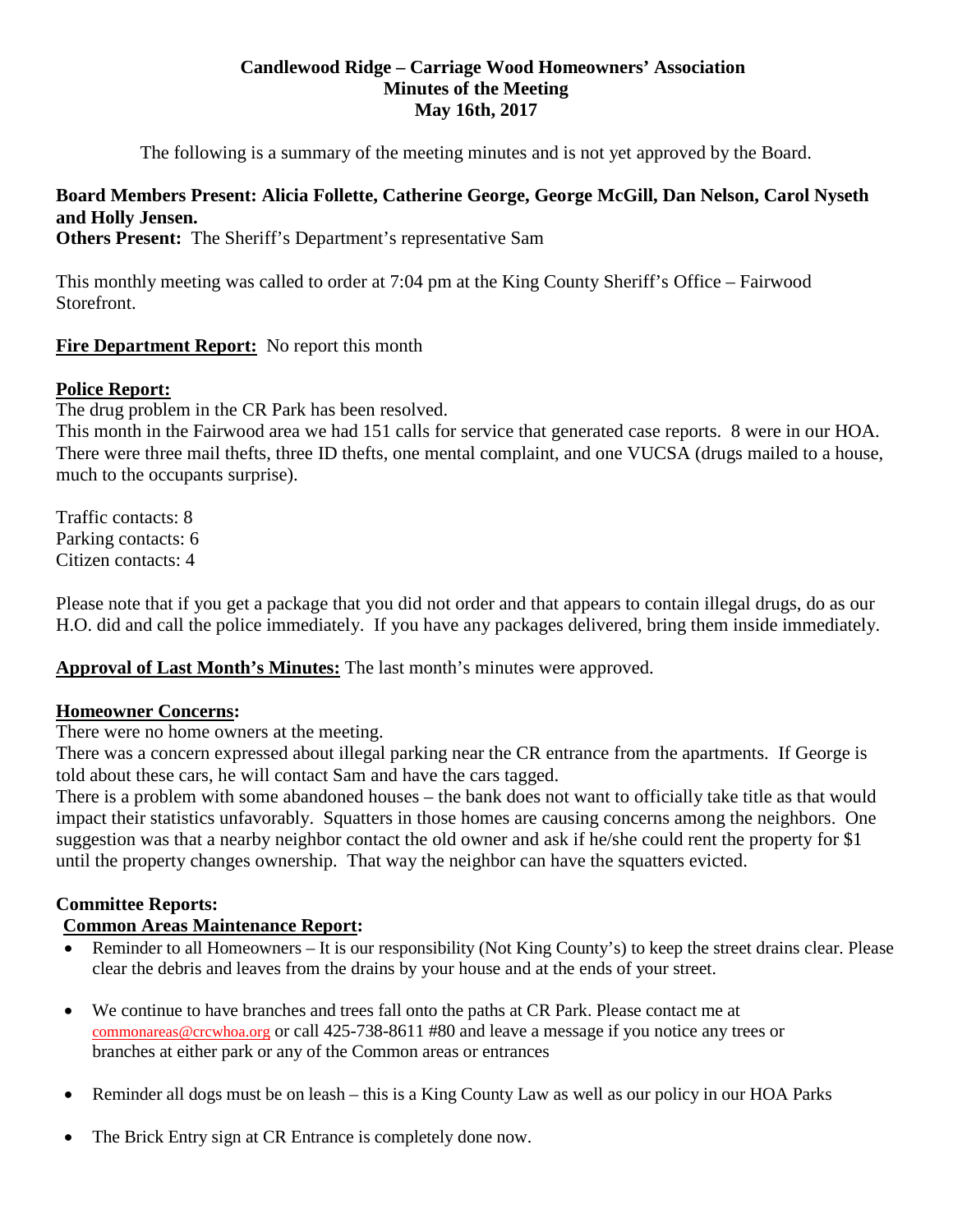# Candlewood Ridge – Carriage Wood Homeowners' Association
## Minutes of the Meeting
### May 16th, 2017

The following is a summary of the meeting minutes and is not yet approved by the Board.

**Board Members Present: Alicia Follette, Catherine George, George McGill, Dan Nelson, Carol Nyseth and Holly Jensen.**

**Others Present:** The Sheriff's Department's representative Sam

This monthly meeting was called to order at 7:04 pm at the King County Sheriff's Office – Fairwood Storefront.

**Fire Department Report:** No report this month

**Police Report:**

The drug problem in the CR Park has been resolved.

This month in the Fairwood area we had 151 calls for service that generated case reports. 8 were in our HOA. There were three mail thefts, three ID thefts, one mental complaint, and one VUCSA (drugs mailed to a house, much to the occupants surprise).

Traffic contacts: 8
Parking contacts: 6
Citizen contacts: 4

Please note that if you get a package that you did not order and that appears to contain illegal drugs, do as our H.O. did and call the police immediately. If you have any packages delivered, bring them inside immediately.

**Approval of Last Month's Minutes:** The last month's minutes were approved.

**Homeowner Concerns:**

There were no home owners at the meeting.

There was a concern expressed about illegal parking near the CR entrance from the apartments. If George is told about these cars, he will contact Sam and have the cars tagged.

There is a problem with some abandoned houses – the bank does not want to officially take title as that would impact their statistics unfavorably. Squatters in those homes are causing concerns among the neighbors. One suggestion was that a nearby neighbor contact the old owner and ask if he/she could rent the property for $1 until the property changes ownership. That way the neighbor can have the squatters evicted.

**Committee Reports:**

**Common Areas Maintenance Report:**

- Reminder to all Homeowners – It is our responsibility (Not King County's) to keep the street drains clear. Please clear the debris and leaves from the drains by your house and at the ends of your street.
- We continue to have branches and trees fall onto the paths at CR Park. Please contact me at commonareas@crcwhoa.org or call 425-738-8611 #80 and leave a message if you notice any trees or branches at either park or any of the Common areas or entrances
- Reminder all dogs must be on leash – this is a King County Law as well as our policy in our HOA Parks
- The Brick Entry sign at CR Entrance is completely done now.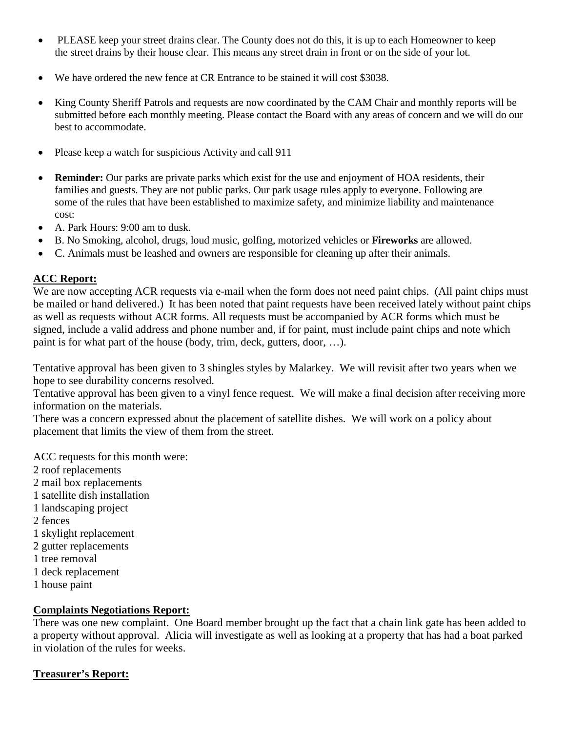- PLEASE keep your street drains clear. The County does not do this, it is up to each Homeowner to keep the street drains by their house clear. This means any street drain in front or on the side of your lot.
- We have ordered the new fence at CR Entrance to be stained it will cost $3038.
- King County Sheriff Patrols and requests are now coordinated by the CAM Chair and monthly reports will be submitted before each monthly meeting. Please contact the Board with any areas of concern and we will do our best to accommodate.
- Please keep a watch for suspicious Activity and call 911
- **Reminder:** Our parks are private parks which exist for the use and enjoyment of HOA residents, their families and guests. They are not public parks. Our park usage rules apply to everyone. Following are some of the rules that have been established to maximize safety, and minimize liability and maintenance cost:
- A. Park Hours: 9:00 am to dusk.
- B. No Smoking, alcohol, drugs, loud music, golfing, motorized vehicles or **Fireworks** are allowed.
- C. Animals must be leashed and owners are responsible for cleaning up after their animals.

## ACC Report:

We are now accepting ACR requests via e-mail when the form does not need paint chips. (All paint chips must be mailed or hand delivered.) It has been noted that paint requests have been received lately without paint chips as well as requests without ACR forms. All requests must be accompanied by ACR forms which must be signed, include a valid address and phone number and, if for paint, must include paint chips and note which paint is for what part of the house (body, trim, deck, gutters, door, …).

Tentative approval has been given to 3 shingles styles by Malarkey. We will revisit after two years when we hope to see durability concerns resolved.
Tentative approval has been given to a vinyl fence request. We will make a final decision after receiving more information on the materials.
There was a concern expressed about the placement of satellite dishes. We will work on a policy about placement that limits the view of them from the street.

ACC requests for this month were:
2 roof replacements
2 mail box replacements
1 satellite dish installation
1 landscaping project
2 fences
1 skylight replacement
2 gutter replacements
1 tree removal
1 deck replacement
1 house paint

## Complaints Negotiations Report:

There was one new complaint. One Board member brought up the fact that a chain link gate has been added to a property without approval. Alicia will investigate as well as looking at a property that has had a boat parked in violation of the rules for weeks.

## Treasurer's Report: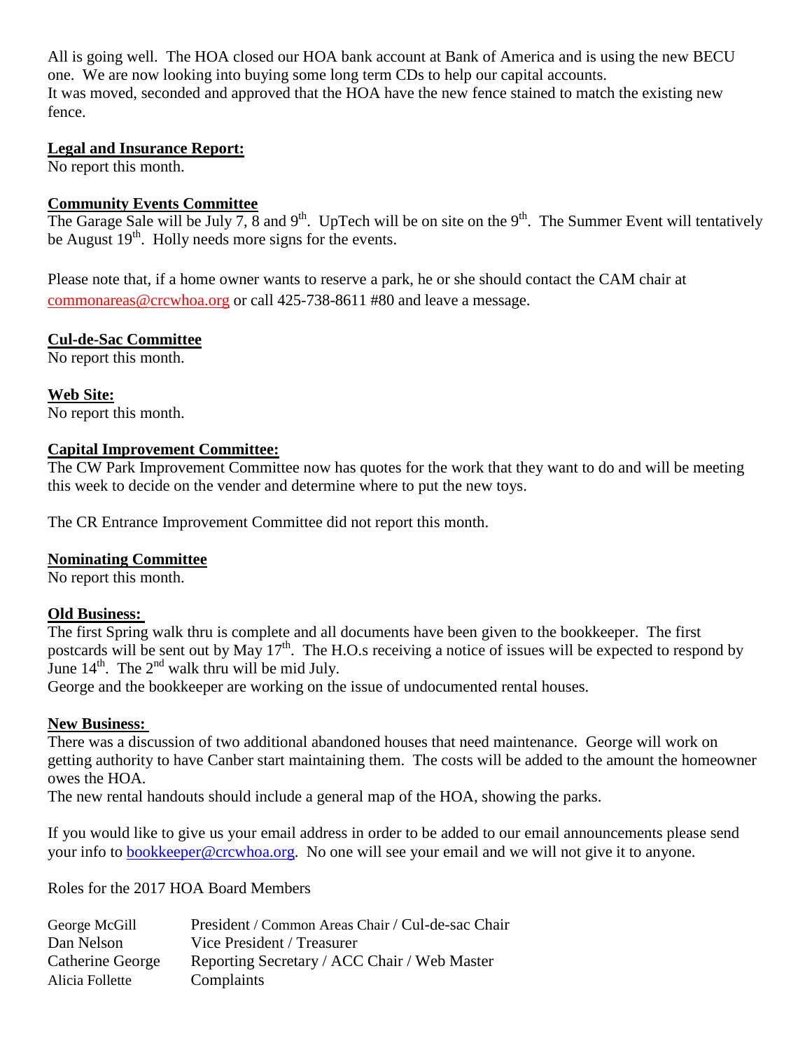All is going well. The HOA closed our HOA bank account at Bank of America and is using the new BECU one. We are now looking into buying some long term CDs to help our capital accounts.
It was moved, seconded and approved that the HOA have the new fence stained to match the existing new fence.

**Legal and Insurance Report:**
No report this month.

**Community Events Committee**
The Garage Sale will be July 7, 8 and 9th. UpTech will be on site on the 9th. The Summer Event will tentatively be August 19th. Holly needs more signs for the events.

Please note that, if a home owner wants to reserve a park, he or she should contact the CAM chair at commonareas@crcwhoa.org or call 425-738-8611 #80 and leave a message.

**Cul-de-Sac Committee**
No report this month.

**Web Site:**
No report this month.

**Capital Improvement Committee:**
The CW Park Improvement Committee now has quotes for the work that they want to do and will be meeting this week to decide on the vender and determine where to put the new toys.

The CR Entrance Improvement Committee did not report this month.

**Nominating Committee**
No report this month.

**Old Business:**
The first Spring walk thru is complete and all documents have been given to the bookkeeper. The first postcards will be sent out by May 17th. The H.O.s receiving a notice of issues will be expected to respond by June 14th. The 2nd walk thru will be mid July.
George and the bookkeeper are working on the issue of undocumented rental houses.

**New Business:**
There was a discussion of two additional abandoned houses that need maintenance. George will work on getting authority to have Canber start maintaining them. The costs will be added to the amount the homeowner owes the HOA.
The new rental handouts should include a general map of the HOA, showing the parks.

If you would like to give us your email address in order to be added to our email announcements please send your info to bookkeeper@crcwhoa.org. No one will see your email and we will not give it to anyone.

Roles for the 2017 HOA Board Members

| | |
|---|---|
| George McGill | President / Common Areas Chair / Cul-de-sac Chair |
| Dan Nelson | Vice President / Treasurer |
| Catherine George | Reporting Secretary / ACC Chair / Web Master |
| Alicia Follette | Complaints |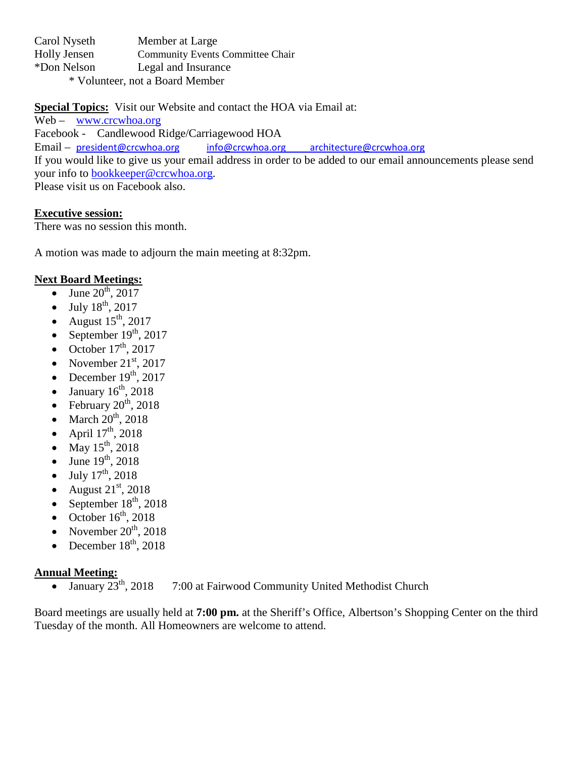| | |
|---|---|
| Carol Nyseth | Member at Large |
| Holly Jensen | Community Events Committee Chair |
| *Don Nelson | Legal and Insurance |

\* Volunteer, not a Board Member

**Special Topics:** Visit our Website and contact the HOA via Email at:

Web – www.crcwhoa.org

Facebook - Candlewood Ridge/Carriagewood HOA

Email – president@crcwhoa.org info@crcwhoa.org architecture@crcwhoa.org

If you would like to give us your email address in order to be added to our email announcements please send your info to bookkeeper@crcwhoa.org.

Please visit us on Facebook also.

**Executive session:**

There was no session this month.

A motion was made to adjourn the main meeting at 8:32pm.

**Next Board Meetings:**

- June 20th, 2017
- July 18th, 2017
- August 15th, 2017
- September 19th, 2017
- October 17th, 2017
- November 21st, 2017
- December 19th, 2017
- January 16th, 2018
- February 20th, 2018
- March 20th, 2018
- April 17th, 2018
- May 15th, 2018
- June 19th, 2018
- July 17th, 2018
- August 21st, 2018
- September 18th, 2018
- October 16th, 2018
- November 20th, 2018
- December 18th, 2018

**Annual Meeting:**

- January 23rd, 2018 7:00 at Fairwood Community United Methodist Church

Board meetings are usually held at **7:00 pm.** at the Sheriff's Office, Albertson's Shopping Center on the third Tuesday of the month. All Homeowners are welcome to attend.